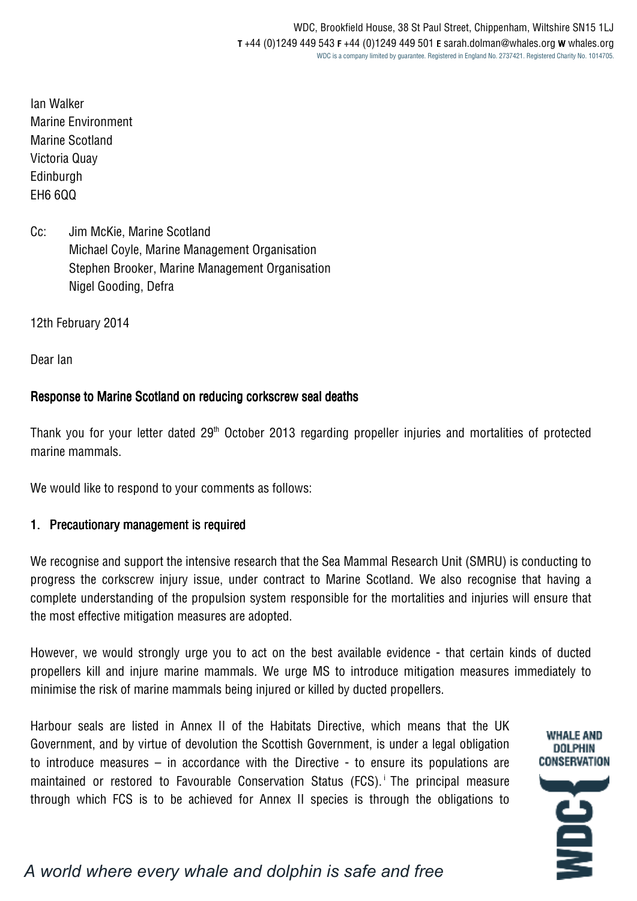WDC, Brookfield House, 38 St Paul Street, Chippenham, Wiltshire SN15 1LJ
**T** +44 (0)1249 449 543 **F** +44 (0)1249 449 501 **E** sarah.dolman@whales.org **W** whales.org
WDC is a company limited by guarantee. Registered in England No. 2737421. Registered Charity No. 1014705.

Ian Walker
Marine Environment
Marine Scotland
Victoria Quay
Edinburgh
EH6 6QQ

Cc: Jim McKie, Marine Scotland
Michael Coyle, Marine Management Organisation
Stephen Brooker, Marine Management Organisation
Nigel Gooding, Defra

12th February 2014

Dear Ian

**Response to Marine Scotland on reducing corkscrew seal deaths**

Thank you for your letter dated 29th October 2013 regarding propeller injuries and mortalities of protected marine mammals.

We would like to respond to your comments as follows:

**1. Precautionary management is required**

We recognise and support the intensive research that the Sea Mammal Research Unit (SMRU) is conducting to progress the corkscrew injury issue, under contract to Marine Scotland. We also recognise that having a complete understanding of the propulsion system responsible for the mortalities and injuries will ensure that the most effective mitigation measures are adopted.

However, we would strongly urge you to act on the best available evidence - that certain kinds of ducted propellers kill and injure marine mammals. We urge MS to introduce mitigation measures immediately to minimise the risk of marine mammals being injured or killed by ducted propellers.

Harbour seals are listed in Annex II of the Habitats Directive, which means that the UK Government, and by virtue of devolution the Scottish Government, is under a legal obligation to introduce measures – in accordance with the Directive - to ensure its populations are maintained or restored to Favourable Conservation Status (FCS).[i] The principal measure through which FCS is to be achieved for Annex II species is through the obligations to

WHALE AND DOLPHIN CONSERVATION

*A world where every whale and dolphin is safe and free*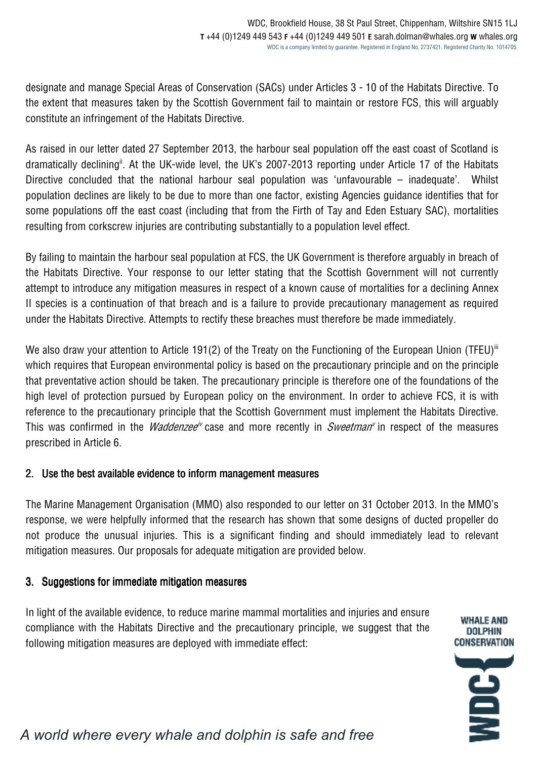designate and manage Special Areas of Conservation (SACs) under Articles 3 - 10 of the Habitats Directive. To the extent that measures taken by the Scottish Government fail to maintain or restore FCS, this will arguably constitute an infringement of the Habitats Directive.

As raised in our letter dated 27 September 2013, the harbour seal population off the east coast of Scotland is dramatically declining[ii]. At the UK-wide level, the UK's 2007-2013 reporting under Article 17 of the Habitats Directive concluded that the national harbour seal population was 'unfavourable – inadequate'. Whilst population declines are likely to be due to more than one factor, existing Agencies guidance identifies that for some populations off the east coast (including that from the Firth of Tay and Eden Estuary SAC), mortalities resulting from corkscrew injuries are contributing substantially to a population level effect.

By failing to maintain the harbour seal population at FCS, the UK Government is therefore arguably in breach of the Habitats Directive. Your response to our letter stating that the Scottish Government will not currently attempt to introduce any mitigation measures in respect of a known cause of mortalities for a declining Annex II species is a continuation of that breach and is a failure to provide precautionary management as required under the Habitats Directive. Attempts to rectify these breaches must therefore be made immediately.

We also draw your attention to Article 191(2) of the Treaty on the Functioning of the European Union (TFEU)[iii] which requires that European environmental policy is based on the precautionary principle and on the principle that preventative action should be taken. The precautionary principle is therefore one of the foundations of the high level of protection pursued by European policy on the environment. In order to achieve FCS, it is with reference to the precautionary principle that the Scottish Government must implement the Habitats Directive. This was confirmed in the *Waddenzee*[iv] case and more recently in *Sweetman*[v] in respect of the measures prescribed in Article 6.

## 2. Use the best available evidence to inform management measures

The Marine Management Organisation (MMO) also responded to our letter on 31 October 2013. In the MMO's response, we were helpfully informed that the research has shown that some designs of ducted propeller do not produce the unusual injuries. This is a significant finding and should immediately lead to relevant mitigation measures. Our proposals for adequate mitigation are provided below.

## 3. Suggestions for immediate mitigation measures

In light of the available evidence, to reduce marine mammal mortalities and injuries and ensure compliance with the Habitats Directive and the precautionary principle, we suggest that the following mitigation measures are deployed with immediate effect: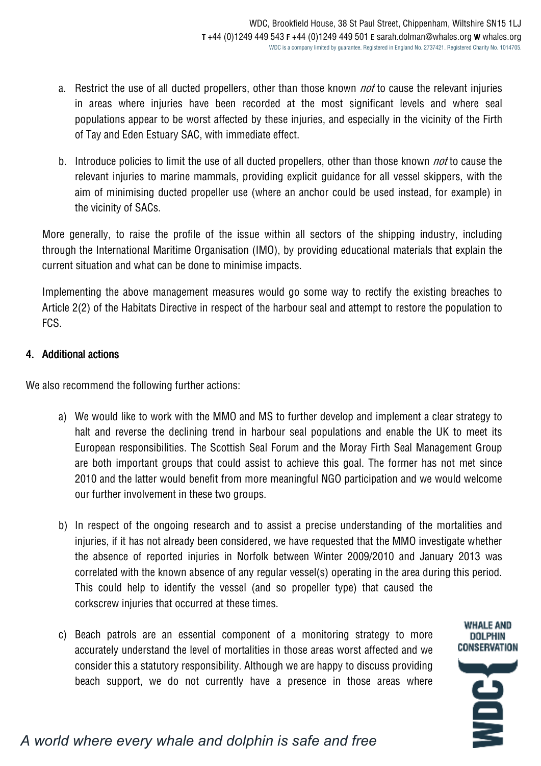a. Restrict the use of all ducted propellers, other than those known *not* to cause the relevant injuries in areas where injuries have been recorded at the most significant levels and where seal populations appear to be worst affected by these injuries, and especially in the vicinity of the Firth of Tay and Eden Estuary SAC, with immediate effect.

b. Introduce policies to limit the use of all ducted propellers, other than those known *not* to cause the relevant injuries to marine mammals, providing explicit guidance for all vessel skippers, with the aim of minimising ducted propeller use (where an anchor could be used instead, for example) in the vicinity of SACs.

More generally, to raise the profile of the issue within all sectors of the shipping industry, including through the International Maritime Organisation (IMO), by providing educational materials that explain the current situation and what can be done to minimise impacts.

Implementing the above management measures would go some way to rectify the existing breaches to Article 2(2) of the Habitats Directive in respect of the harbour seal and attempt to restore the population to FCS.

## 4. Additional actions

We also recommend the following further actions:

a) We would like to work with the MMO and MS to further develop and implement a clear strategy to halt and reverse the declining trend in harbour seal populations and enable the UK to meet its European responsibilities. The Scottish Seal Forum and the Moray Firth Seal Management Group are both important groups that could assist to achieve this goal. The former has not met since 2010 and the latter would benefit from more meaningful NGO participation and we would welcome our further involvement in these two groups.

b) In respect of the ongoing research and to assist a precise understanding of the mortalities and injuries, if it has not already been considered, we have requested that the MMO investigate whether the absence of reported injuries in Norfolk between Winter 2009/2010 and January 2013 was correlated with the known absence of any regular vessel(s) operating in the area during this period. This could help to identify the vessel (and so propeller type) that caused the corkscrew injuries that occurred at these times.

c) Beach patrols are an essential component of a monitoring strategy to more accurately understand the level of mortalities in those areas worst affected and we consider this a statutory responsibility. Although we are happy to discuss providing beach support, we do not currently have a presence in those areas where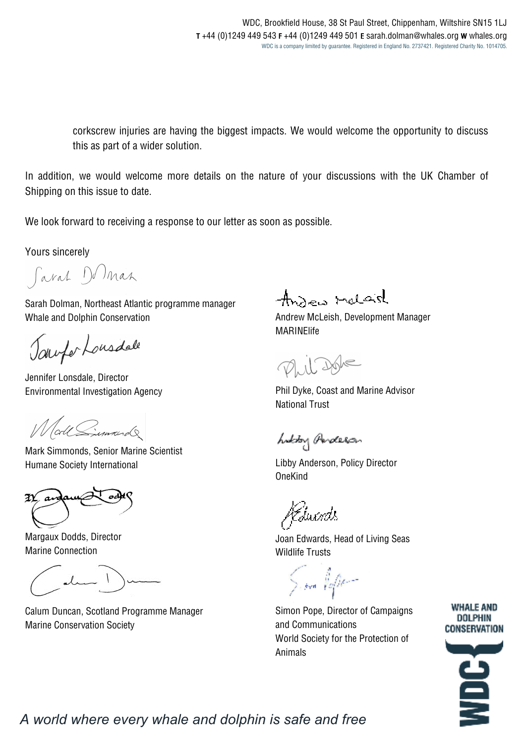corkscrew injuries are having the biggest impacts. We would welcome the opportunity to discuss this as part of a wider solution.

In addition, we would welcome more details on the nature of your discussions with the UK Chamber of Shipping on this issue to date.

We look forward to receiving a response to our letter as soon as possible.

Yours sincerely

Sarah Dolman, Northeast Atlantic programme manager
Whale and Dolphin Conservation

Jennifer Lonsdale, Director
Environmental Investigation Agency

Mark Simmonds, Senior Marine Scientist
Humane Society International

Margaux Dodds, Director
Marine Connection

Calum Duncan, Scotland Programme Manager
Marine Conservation Society

Andrew McLeish, Development Manager
MARINElife

Phil Dyke, Coast and Marine Advisor
National Trust

Libby Anderson, Policy Director
OneKind

Joan Edwards, Head of Living Seas
Wildlife Trusts

Simon Pope, Director of Campaigns and Communications
World Society for the Protection of Animals

*A world where every whale and dolphin is safe and free*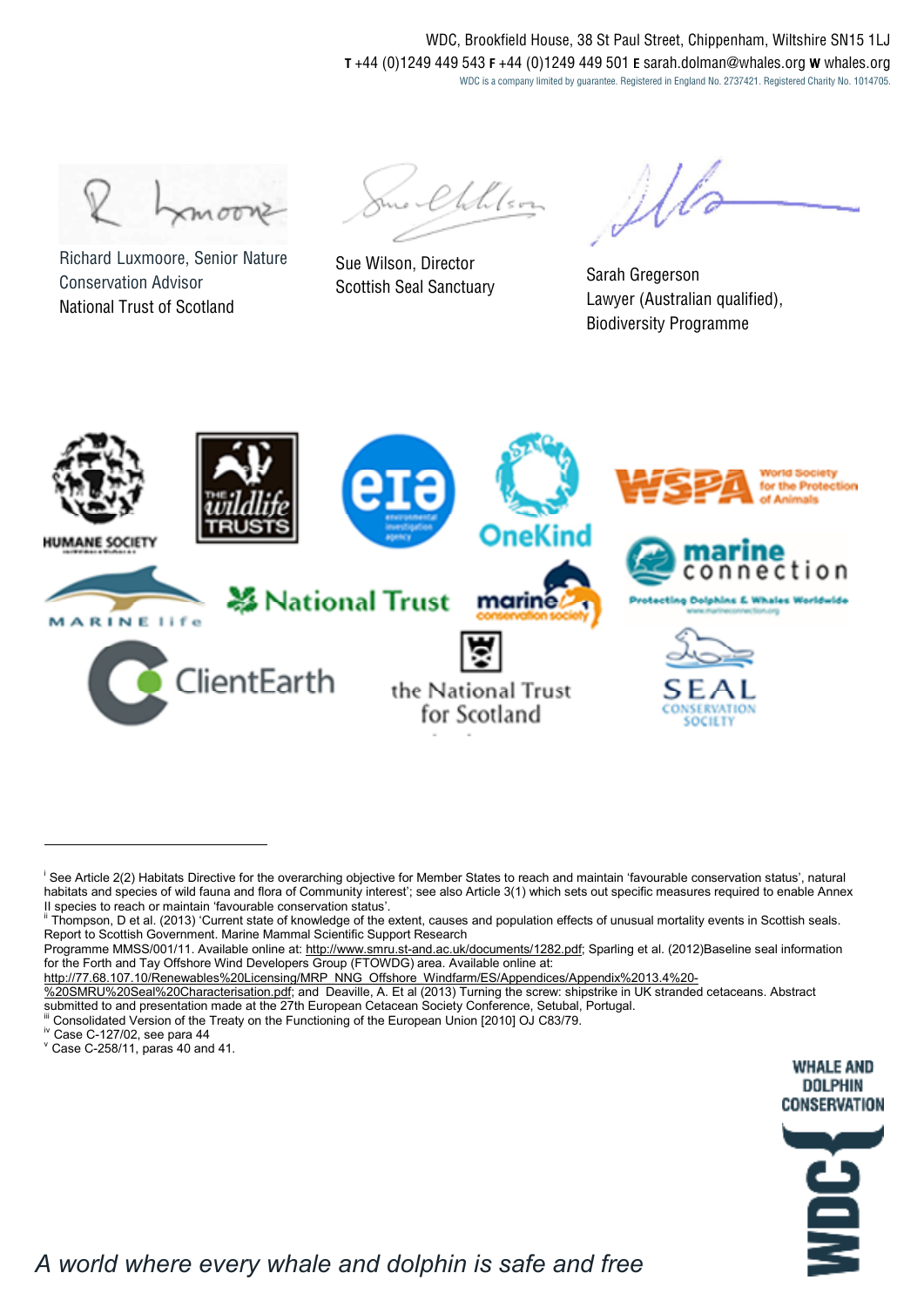WDC, Brookfield House, 38 St Paul Street, Chippenham, Wiltshire SN15 1LJ
**T** +44 (0)1249 449 543 **F** +44 (0)1249 449 501 **E** sarah.dolman@whales.org **W** whales.org
WDC is a company limited by guarantee. Registered in England No. 2737421. Registered Charity No. 1014705.

Richard Luxmoore, Senior Nature Conservation Advisor
National Trust of Scotland

Sue Wilson, Director
Scottish Seal Sanctuary

Sarah Gregerson
Lawyer (Australian qualified),
Biodiversity Programme

---

[i] See Article 2(2) Habitats Directive for the overarching objective for Member States to reach and maintain 'favourable conservation status', natural habitats and species of wild fauna and flora of Community interest'; see also Article 3(1) which sets out specific measures required to enable Annex II species to reach or maintain 'favourable conservation status'.

[ii] Thompson, D et al. (2013) 'Current state of knowledge of the extent, causes and population effects of unusual mortality events in Scottish seals. Report to Scottish Government. Marine Mammal Scientific Support Research Programme MMSS/001/11. Available online at: http://www.smru.st-and.ac.uk/documents/1282.pdf; Sparling et al. (2012)Baseline seal information for the Forth and Tay Offshore Wind Developers Group (FTOWDG) area. Available online at: http://77.68.107.10/Renewables%20Licensing/MRP_NNG_Offshore_Windfarm/ES/Appendices/Appendix%2013.4%20-%20SMRU%20Seal%20Characterisation.pdf; and Deaville, A. Et al (2013) Turning the screw: shipstrike in UK stranded cetaceans. Abstract submitted to and presentation made at the 27th European Cetacean Society Conference, Setubal, Portugal.

[iii] Consolidated Version of the Treaty on the Functioning of the European Union [2010] OJ C83/79.

[iv] Case C-127/02, see para 44

[v] Case C-258/11, paras 40 and 41.

*A world where every whale and dolphin is safe and free*